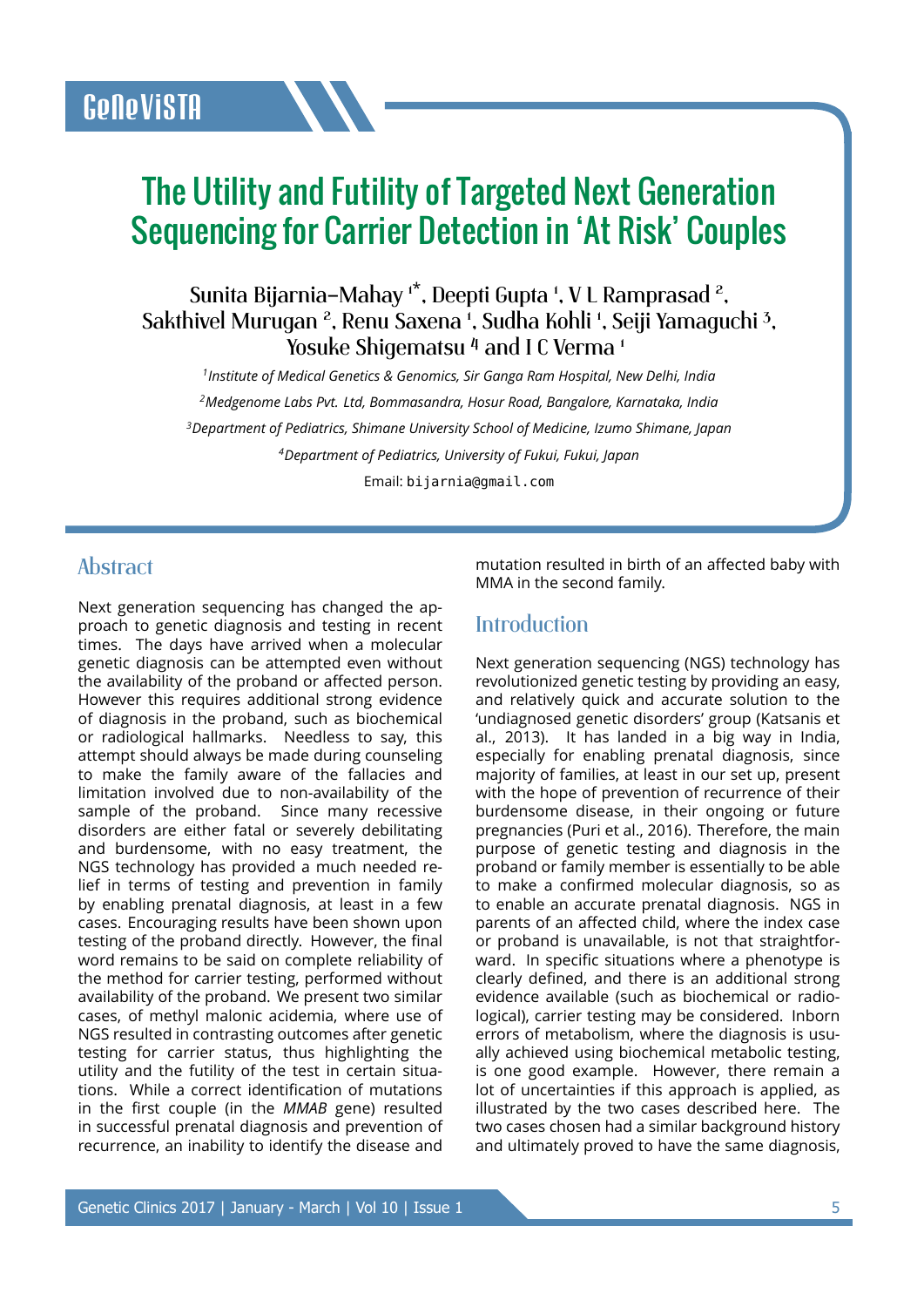GeNeViSTA

# The Utility and Futility of Targeted Next Generation Sequencing for Carrier Detection in 'At Risk' Couples

Sunita Bijarnia-Mahay [1*], Deepti Gupta [1], V L Ramprasad [2], Sakthivel Murugan [2], Renu Saxena [1], Sudha Kohli [1], Seiji Yamaguchi [3], Yosuke Shigematsu [4] and I C Verma [1]

[1] *Institute of Medical Genetics & Genomics, Sir Ganga Ram Hospital, New Delhi, India*

[2] *Medgenome Labs Pvt. Ltd, Bommasandra, Hosur Road, Bangalore, Karnataka, India*

[3] *Department of Pediatrics, Shimane University School of Medicine, Izumo Shimane, Japan*

[4] *Department of Pediatrics, University of Fukui, Fukui, Japan*

Email: bijarnia@gmail.com

## Abstract

Next generation sequencing has changed the approach to genetic diagnosis and testing in recent times. The days have arrived when a molecular genetic diagnosis can be attempted even without the availability of the proband or affected person. However this requires additional strong evidence of diagnosis in the proband, such as biochemical or radiological hallmarks. Needless to say, this attempt should always be made during counseling to make the family aware of the fallacies and limitation involved due to non-availability of the sample of the proband. Since many recessive disorders are either fatal or severely debilitating and burdensome, with no easy treatment, the NGS technology has provided a much needed relief in terms of testing and prevention in family by enabling prenatal diagnosis, at least in a few cases. Encouraging results have been shown upon testing of the proband directly. However, the final word remains to be said on complete reliability of the method for carrier testing, performed without availability of the proband. We present two similar cases, of methyl malonic acidemia, where use of NGS resulted in contrasting outcomes after genetic testing for carrier status, thus highlighting the utility and the futility of the test in certain situations. While a correct identification of mutations in the first couple (in the *MMAB* gene) resulted in successful prenatal diagnosis and prevention of recurrence, an inability to identify the disease and mutation resulted in birth of an affected baby with MMA in the second family.

## Introduction

Next generation sequencing (NGS) technology has revolutionized genetic testing by providing an easy, and relatively quick and accurate solution to the 'undiagnosed genetic disorders' group (Katsanis et al., 2013). It has landed in a big way in India, especially for enabling prenatal diagnosis, since majority of families, at least in our set up, present with the hope of prevention of recurrence of their burdensome disease, in their ongoing or future pregnancies (Puri et al., 2016). Therefore, the main purpose of genetic testing and diagnosis in the proband or family member is essentially to be able to make a confirmed molecular diagnosis, so as to enable an accurate prenatal diagnosis. NGS in parents of an affected child, where the index case or proband is unavailable, is not that straightforward. In specific situations where a phenotype is clearly defined, and there is an additional strong evidence available (such as biochemical or radiological), carrier testing may be considered. Inborn errors of metabolism, where the diagnosis is usually achieved using biochemical metabolic testing, is one good example. However, there remain a lot of uncertainties if this approach is applied, as illustrated by the two cases described here. The two cases chosen had a similar background history and ultimately proved to have the same diagnosis,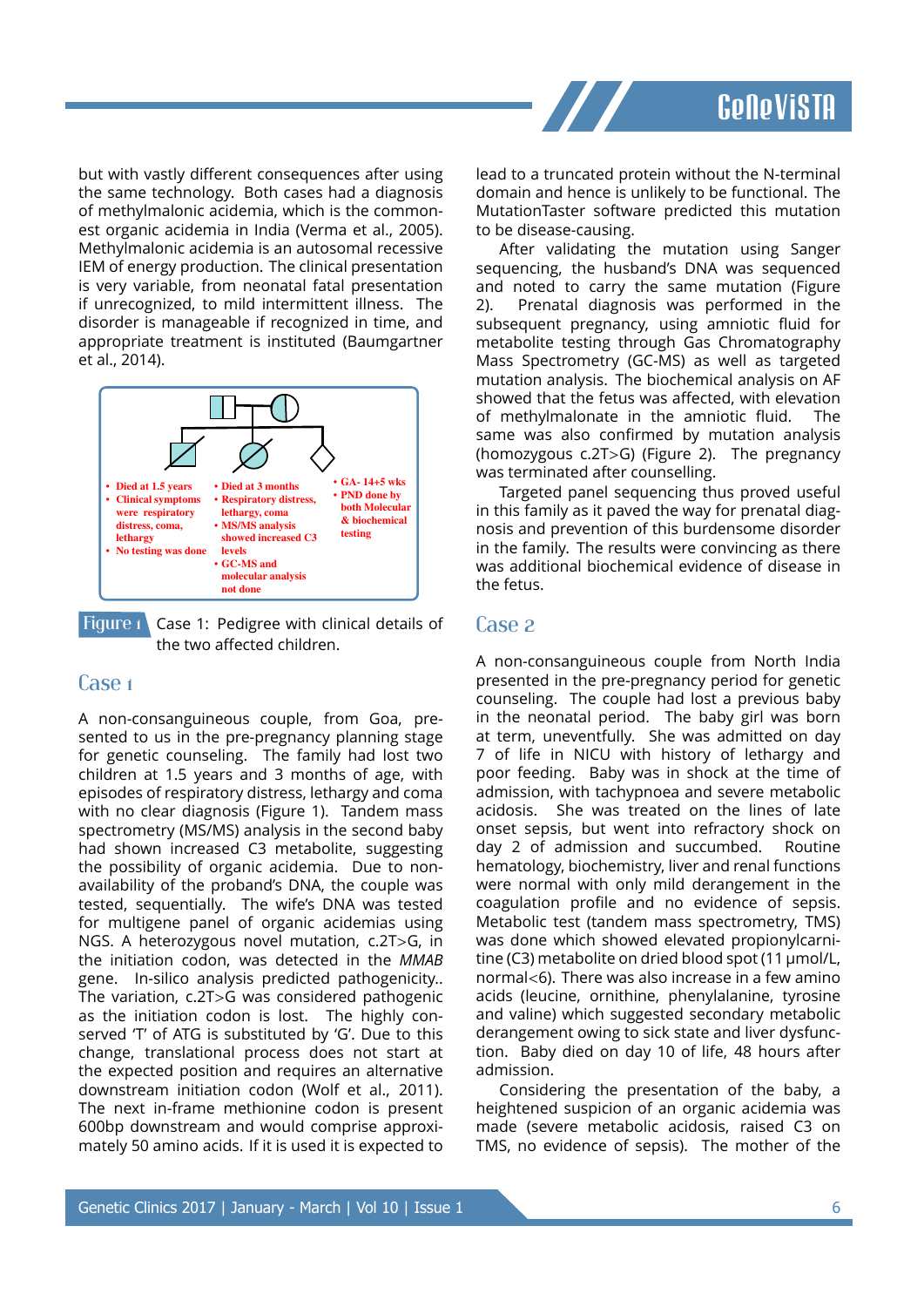but with vastly different consequences after using the same technology. Both cases had a diagnosis of methylmalonic acidemia, which is the commonest organic acidemia in India (Verma et al., 2005). Methylmalonic acidemia is an autosomal recessive IEM of energy production. The clinical presentation is very variable, from neonatal fatal presentation if unrecognized, to mild intermittent illness. The disorder is manageable if recognized in time, and appropriate treatment is instituted (Baumgartner et al., 2014).

- Died at 1.5 years
- Clinical symptoms were respiratory distress, coma, lethargy
- No testing was done

- Died at 3 months
- Respiratory distress, lethargy, coma
- MS/MS analysis showed increased C3 levels
- GC-MS and molecular analysis not done

- GA- 14+5 wks
- PND done by both Molecular & biochemical testing

Figure 1 Case 1: Pedigree with clinical details of the two affected children.

## Case 1

A non-consanguineous couple, from Goa, presented to us in the pre-pregnancy planning stage for genetic counseling. The family had lost two children at 1.5 years and 3 months of age, with episodes of respiratory distress, lethargy and coma with no clear diagnosis (Figure 1). Tandem mass spectrometry (MS/MS) analysis in the second baby had shown increased C3 metabolite, suggesting the possibility of organic acidemia. Due to non-availability of the proband's DNA, the couple was tested, sequentially. The wife's DNA was tested for multigene panel of organic acidemias using NGS. A heterozygous novel mutation, c.2T>G, in the initiation codon, was detected in the *MMAB* gene. In-silico analysis predicted pathogenicity.. The variation, c.2T>G was considered pathogenic as the initiation codon is lost. The highly conserved 'T' of ATG is substituted by 'G'. Due to this change, translational process does not start at the expected position and requires an alternative downstream initiation codon (Wolf et al., 2011). The next in-frame methionine codon is present 600bp downstream and would comprise approximately 50 amino acids. If it is used it is expected to lead to a truncated protein without the N-terminal domain and hence is unlikely to be functional. The MutationTaster software predicted this mutation to be disease-causing.

After validating the mutation using Sanger sequencing, the husband's DNA was sequenced and noted to carry the same mutation (Figure 2). Prenatal diagnosis was performed in the subsequent pregnancy, using amniotic fluid for metabolite testing through Gas Chromatography Mass Spectrometry (GC-MS) as well as targeted mutation analysis. The biochemical analysis on AF showed that the fetus was affected, with elevation of methylmalonate in the amniotic fluid. The same was also confirmed by mutation analysis (homozygous c.2T>G) (Figure 2). The pregnancy was terminated after counselling.

Targeted panel sequencing thus proved useful in this family as it paved the way for prenatal diagnosis and prevention of this burdensome disorder in the family. The results were convincing as there was additional biochemical evidence of disease in the fetus.

## Case 2

A non-consanguineous couple from North India presented in the pre-pregnancy period for genetic counseling. The couple had lost a previous baby in the neonatal period. The baby girl was born at term, uneventfully. She was admitted on day 7 of life in NICU with history of lethargy and poor feeding. Baby was in shock at the time of admission, with tachypnoea and severe metabolic acidosis. She was treated on the lines of late onset sepsis, but went into refractory shock on day 2 of admission and succumbed. Routine hematology, biochemistry, liver and renal functions were normal with only mild derangement in the coagulation profile and no evidence of sepsis. Metabolic test (tandem mass spectrometry, TMS) was done which showed elevated propionylcarnitine (C3) metabolite on dried blood spot (11 µmol/L, normal<6). There was also increase in a few amino acids (leucine, ornithine, phenylalanine, tyrosine and valine) which suggested secondary metabolic derangement owing to sick state and liver dysfunction. Baby died on day 10 of life, 48 hours after admission.

Considering the presentation of the baby, a heightened suspicion of an organic acidemia was made (severe metabolic acidosis, raised C3 on TMS, no evidence of sepsis). The mother of the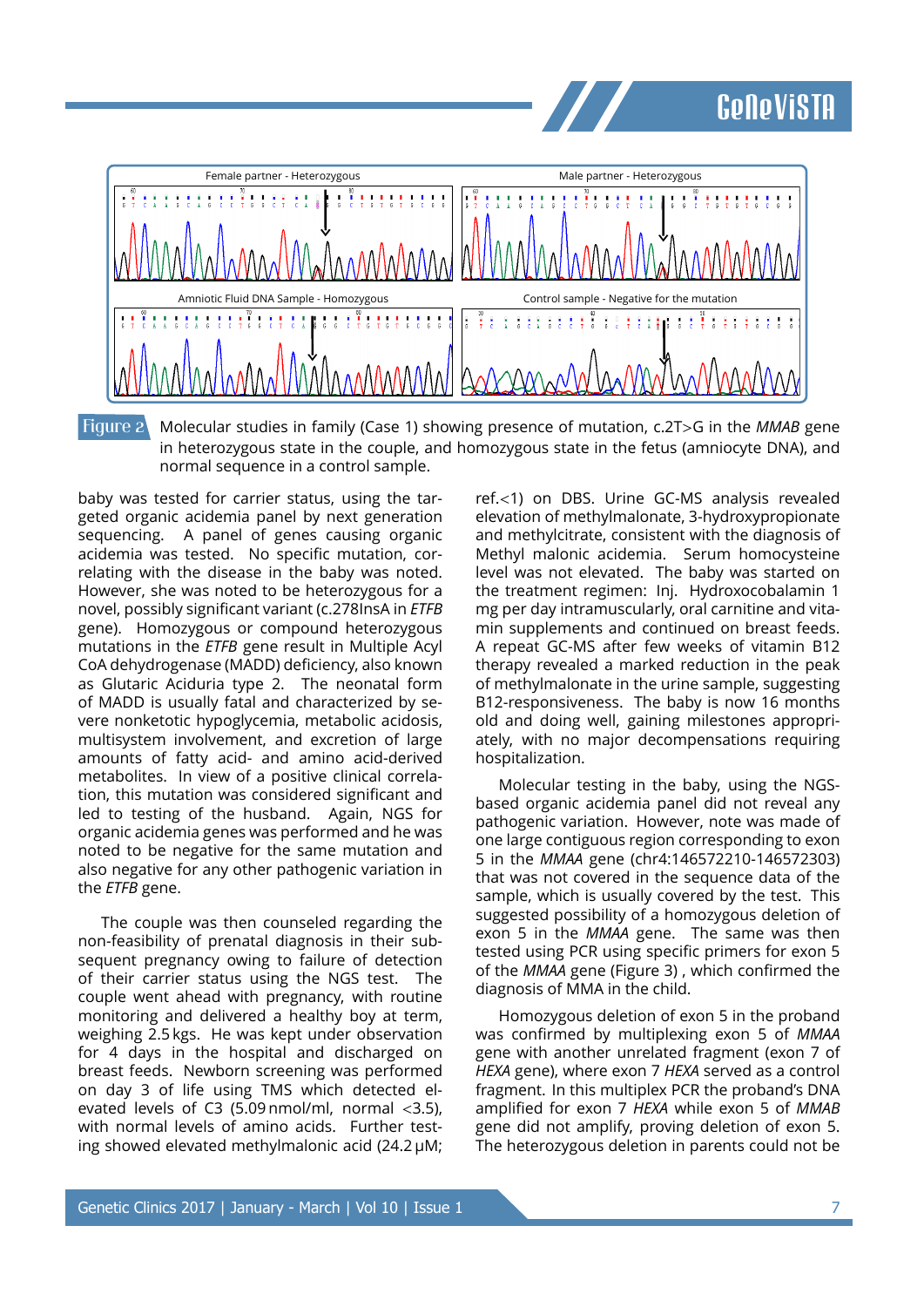Female partner - Heterozygous

Male partner - Heterozygous

Amniotic Fluid DNA Sample - Homozygous

Control sample - Negative for the mutation

**Figure 2** Molecular studies in family (Case 1) showing presence of mutation, c.2T>G in the *MMAB* gene in heterozygous state in the couple, and homozygous state in the fetus (amniocyte DNA), and normal sequence in a control sample.

baby was tested for carrier status, using the targeted organic acidemia panel by next generation sequencing. A panel of genes causing organic acidemia was tested. No specific mutation, correlating with the disease in the baby was noted. However, she was noted to be heterozygous for a novel, possibly significant variant (c.278InsA in *ETFB* gene). Homozygous or compound heterozygous mutations in the *ETFB* gene result in Multiple Acyl CoA dehydrogenase (MADD) deficiency, also known as Glutaric Aciduria type 2. The neonatal form of MADD is usually fatal and characterized by severe nonketotic hypoglycemia, metabolic acidosis, multisystem involvement, and excretion of large amounts of fatty acid- and amino acid-derived metabolites. In view of a positive clinical correlation, this mutation was considered significant and led to testing of the husband. Again, NGS for organic acidemia genes was performed and he was noted to be negative for the same mutation and also negative for any other pathogenic variation in the *ETFB* gene.

The couple was then counseled regarding the non-feasibility of prenatal diagnosis in their subsequent pregnancy owing to failure of detection of their carrier status using the NGS test. The couple went ahead with pregnancy, with routine monitoring and delivered a healthy boy at term, weighing 2.5 kgs. He was kept under observation for 4 days in the hospital and discharged on breast feeds. Newborn screening was performed on day 3 of life using TMS which detected elevated levels of C3 (5.09 nmol/ml, normal <3.5), with normal levels of amino acids. Further testing showed elevated methylmalonic acid (24.2 µM; ref.<1) on DBS. Urine GC-MS analysis revealed elevation of methylmalonate, 3-hydroxypropionate and methylcitrate, consistent with the diagnosis of Methyl malonic acidemia. Serum homocysteine level was not elevated. The baby was started on the treatment regimen: Inj. Hydroxocobalamin 1 mg per day intramuscularly, oral carnitine and vitamin supplements and continued on breast feeds. A repeat GC-MS after few weeks of vitamin B12 therapy revealed a marked reduction in the peak of methylmalonate in the urine sample, suggesting B12-responsiveness. The baby is now 16 months old and doing well, gaining milestones appropriately, with no major decompensations requiring hospitalization.

Molecular testing in the baby, using the NGS-based organic acidemia panel did not reveal any pathogenic variation. However, note was made of one large contiguous region corresponding to exon 5 in the *MMAA* gene (chr4:146572210-146572303) that was not covered in the sequence data of the sample, which is usually covered by the test. This suggested possibility of a homozygous deletion of exon 5 in the *MMAA* gene. The same was then tested using PCR using specific primers for exon 5 of the *MMAA* gene (Figure 3) , which confirmed the diagnosis of MMA in the child.

Homozygous deletion of exon 5 in the proband was confirmed by multiplexing exon 5 of *MMAA* gene with another unrelated fragment (exon 7 of *HEXA* gene), where exon 7 *HEXA* served as a control fragment. In this multiplex PCR the proband's DNA amplified for exon 7 *HEXA* while exon 5 of *MMAB* gene did not amplify, proving deletion of exon 5. The heterozygous deletion in parents could not be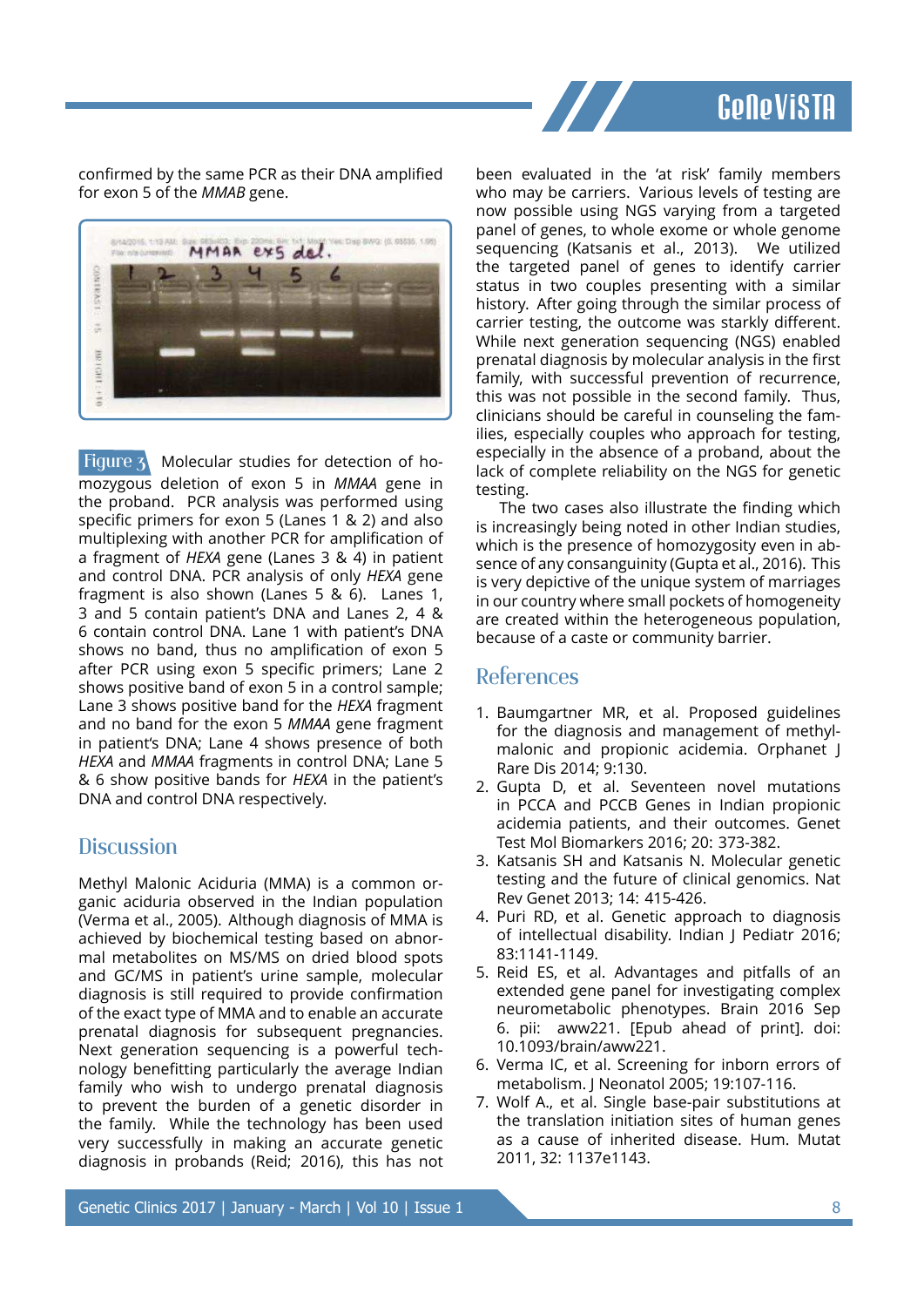confirmed by the same PCR as their DNA amplified for exon 5 of the *MMAB* gene.

**Figure 3** Molecular studies for detection of homozygous deletion of exon 5 in *MMAA* gene in the proband. PCR analysis was performed using specific primers for exon 5 (Lanes 1 & 2) and also multiplexing with another PCR for amplification of a fragment of *HEXA* gene (Lanes 3 & 4) in patient and control DNA. PCR analysis of only *HEXA* gene fragment is also shown (Lanes 5 & 6). Lanes 1, 3 and 5 contain patient's DNA and Lanes 2, 4 & 6 contain control DNA. Lane 1 with patient's DNA shows no band, thus no amplification of exon 5 after PCR using exon 5 specific primers; Lane 2 shows positive band of exon 5 in a control sample; Lane 3 shows positive band for the *HEXA* fragment and no band for the exon 5 *MMAA* gene fragment in patient's DNA; Lane 4 shows presence of both *HEXA* and *MMAA* fragments in control DNA; Lane 5 & 6 show positive bands for *HEXA* in the patient's DNA and control DNA respectively.

## Discussion

Methyl Malonic Aciduria (MMA) is a common organic aciduria observed in the Indian population (Verma et al., 2005). Although diagnosis of MMA is achieved by biochemical testing based on abnormal metabolites on MS/MS on dried blood spots and GC/MS in patient's urine sample, molecular diagnosis is still required to provide confirmation of the exact type of MMA and to enable an accurate prenatal diagnosis for subsequent pregnancies. Next generation sequencing is a powerful technology benefitting particularly the average Indian family who wish to undergo prenatal diagnosis to prevent the burden of a genetic disorder in the family. While the technology has been used very successfully in making an accurate genetic diagnosis in probands (Reid; 2016), this has not been evaluated in the 'at risk' family members who may be carriers. Various levels of testing are now possible using NGS varying from a targeted panel of genes, to whole exome or whole genome sequencing (Katsanis et al., 2013). We utilized the targeted panel of genes to identify carrier status in two couples presenting with a similar history. After going through the similar process of carrier testing, the outcome was starkly different. While next generation sequencing (NGS) enabled prenatal diagnosis by molecular analysis in the first family, with successful prevention of recurrence, this was not possible in the second family. Thus, clinicians should be careful in counseling the families, especially couples who approach for testing, especially in the absence of a proband, about the lack of complete reliability on the NGS for genetic testing.

The two cases also illustrate the finding which is increasingly being noted in other Indian studies, which is the presence of homozygosity even in absence of any consanguinity (Gupta et al., 2016). This is very depictive of the unique system of marriages in our country where small pockets of homogeneity are created within the heterogeneous population, because of a caste or community barrier.

## References

1. Baumgartner MR, et al. Proposed guidelines for the diagnosis and management of methylmalonic and propionic acidemia. Orphanet J Rare Dis 2014; 9:130.
2. Gupta D, et al. Seventeen novel mutations in PCCA and PCCB Genes in Indian propionic acidemia patients, and their outcomes. Genet Test Mol Biomarkers 2016; 20: 373-382.
3. Katsanis SH and Katsanis N. Molecular genetic testing and the future of clinical genomics. Nat Rev Genet 2013; 14: 415-426.
4. Puri RD, et al. Genetic approach to diagnosis of intellectual disability. Indian J Pediatr 2016; 83:1141-1149.
5. Reid ES, et al. Advantages and pitfalls of an extended gene panel for investigating complex neurometabolic phenotypes. Brain 2016 Sep 6. pii: aww221. [Epub ahead of print]. doi: 10.1093/brain/aww221.
6. Verma IC, et al. Screening for inborn errors of metabolism. J Neonatol 2005; 19:107-116.
7. Wolf A., et al. Single base-pair substitutions at the translation initiation sites of human genes as a cause of inherited disease. Hum. Mutat 2011, 32: 1137e1143.